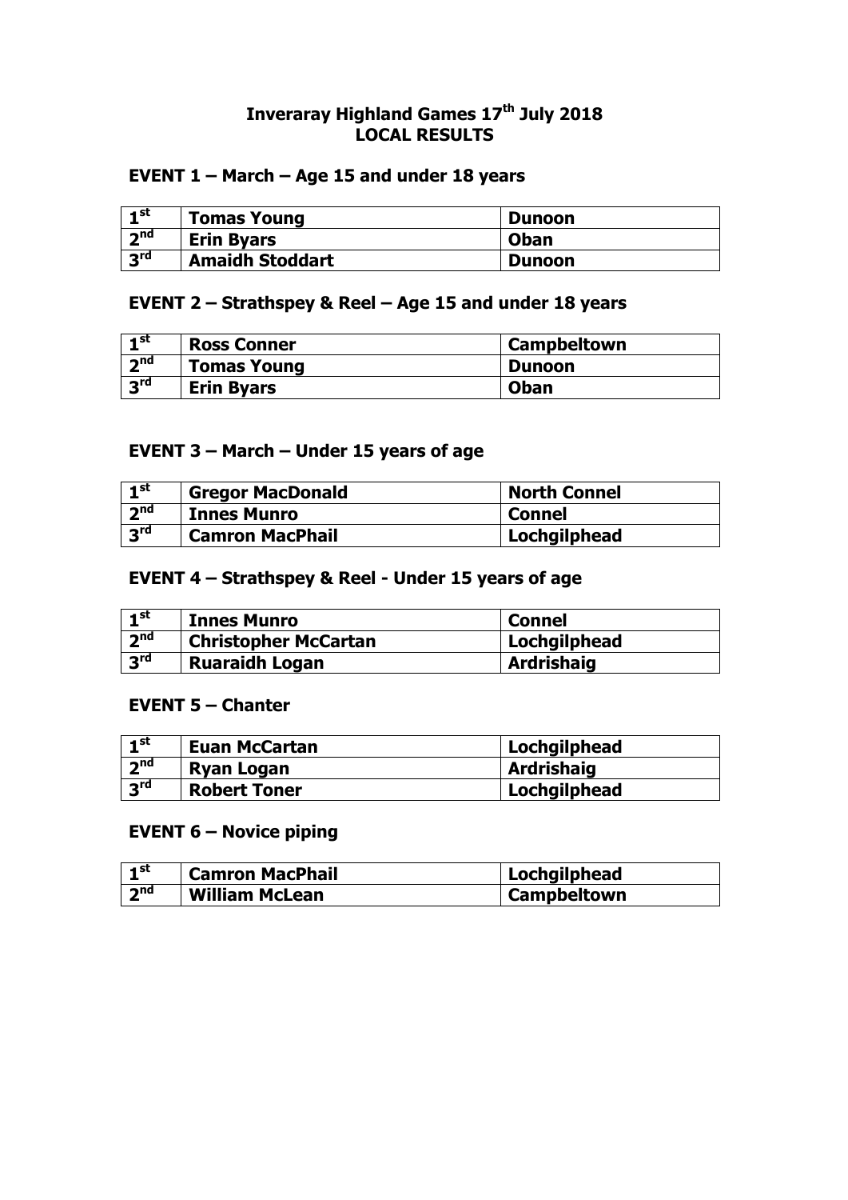# Inveraray Highland Games 17th July 2018
## LOCAL RESULTS

### EVENT 1 – March – Age 15 and under 18 years

| | | |
|---|---|---|
| 1st | Tomas Young | Dunoon |
| 2nd | Erin Byars | Oban |
| 3rd | Amaidh Stoddart | Dunoon |

### EVENT 2 – Strathspey & Reel – Age 15 and under 18 years

| | | |
|---|---|---|
| 1st | Ross Conner | Campbeltown |
| 2nd | Tomas Young | Dunoon |
| 3rd | Erin Byars | Oban |

### EVENT 3 – March – Under 15 years of age

| | | |
|---|---|---|
| 1st | Gregor MacDonald | North Connel |
| 2nd | Innes Munro | Connel |
| 3rd | Camron MacPhail | Lochgilphead |

### EVENT 4 – Strathspey & Reel - Under 15 years of age

| | | |
|---|---|---|
| 1st | Innes Munro | Connel |
| 2nd | Christopher McCartan | Lochgilphead |
| 3rd | Ruaraidh Logan | Ardrishaig |

### EVENT 5 – Chanter

| | | |
|---|---|---|
| 1st | Euan McCartan | Lochgilphead |
| 2nd | Ryan Logan | Ardrishaig |
| 3rd | Robert Toner | Lochgilphead |

### EVENT 6 – Novice piping

| | | |
|---|---|---|
| 1st | Camron MacPhail | Lochgilphead |
| 2nd | William McLean | Campbeltown |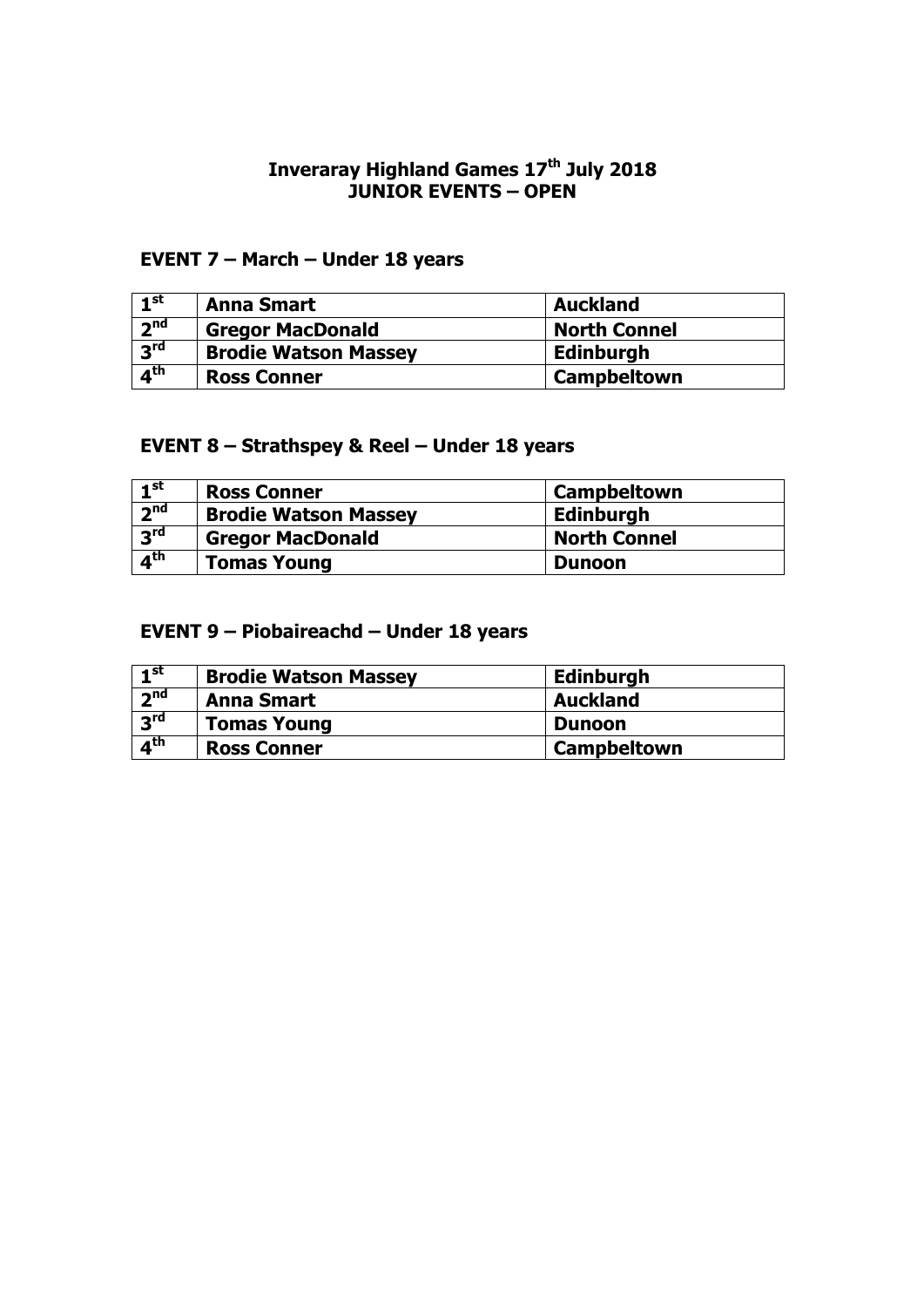# Inveraray Highland Games 17th July 2018
## JUNIOR EVENTS – OPEN

### EVENT 7 – March – Under 18 years

| | | |
|---|---|---|
| 1st | Anna Smart | Auckland |
| 2nd | Gregor MacDonald | North Connel |
| 3rd | Brodie Watson Massey | Edinburgh |
| 4th | Ross Conner | Campbeltown |

### EVENT 8 – Strathspey & Reel – Under 18 years

| | | |
|---|---|---|
| 1st | Ross Conner | Campbeltown |
| 2nd | Brodie Watson Massey | Edinburgh |
| 3rd | Gregor MacDonald | North Connel |
| 4th | Tomas Young | Dunoon |

### EVENT 9 – Piobaireachd – Under 18 years

| | | |
|---|---|---|
| 1st | Brodie Watson Massey | Edinburgh |
| 2nd | Anna Smart | Auckland |
| 3rd | Tomas Young | Dunoon |
| 4th | Ross Conner | Campbeltown |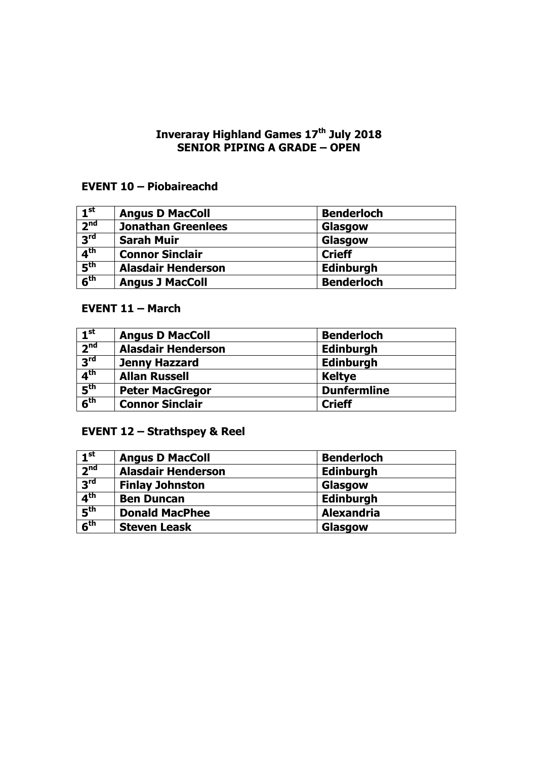# Inveraray Highland Games 17th July 2018
# SENIOR PIPING A GRADE – OPEN

## EVENT 10 – Piobaireachd

| | | |
|---|---|---|
| 1st | Angus D MacColl | Benderloch |
| 2nd | Jonathan Greenlees | Glasgow |
| 3rd | Sarah Muir | Glasgow |
| 4th | Connor Sinclair | Crieff |
| 5th | Alasdair Henderson | Edinburgh |
| 6th | Angus J MacColl | Benderloch |

## EVENT 11 – March

| | | |
|---|---|---|
| 1st | Angus D MacColl | Benderloch |
| 2nd | Alasdair Henderson | Edinburgh |
| 3rd | Jenny Hazzard | Edinburgh |
| 4th | Allan Russell | Keltye |
| 5th | Peter MacGregor | Dunfermline |
| 6th | Connor Sinclair | Crieff |

## EVENT 12 – Strathspey & Reel

| | | |
|---|---|---|
| 1st | Angus D MacColl | Benderloch |
| 2nd | Alasdair Henderson | Edinburgh |
| 3rd | Finlay Johnston | Glasgow |
| 4th | Ben Duncan | Edinburgh |
| 5th | Donald MacPhee | Alexandria |
| 6th | Steven Leask | Glasgow |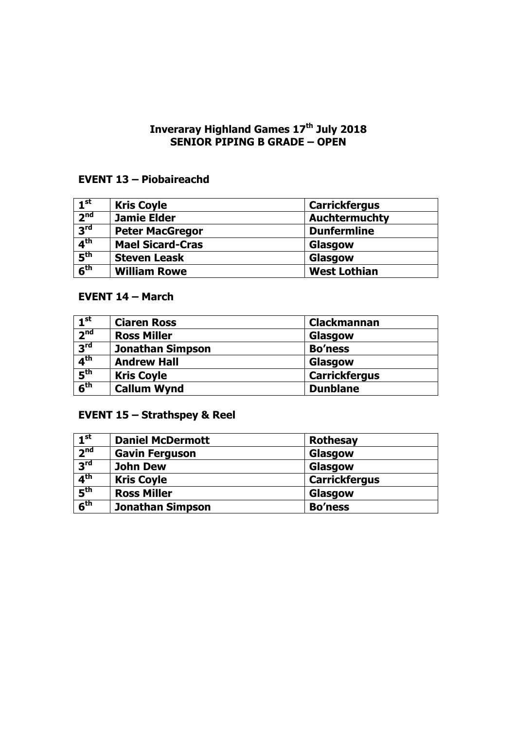# Inveraray Highland Games 17th July 2018
## SENIOR PIPING B GRADE – OPEN

### EVENT 13 – Piobaireachd

| | | |
|---|---|---|
| 1st | Kris Coyle | Carrickfergus |
| 2nd | Jamie Elder | Auchtermuchty |
| 3rd | Peter MacGregor | Dunfermline |
| 4th | Mael Sicard-Cras | Glasgow |
| 5th | Steven Leask | Glasgow |
| 6th | William Rowe | West Lothian |

### EVENT 14 – March

| | | |
|---|---|---|
| 1st | Ciaren Ross | Clackmannan |
| 2nd | Ross Miller | Glasgow |
| 3rd | Jonathan Simpson | Bo'ness |
| 4th | Andrew Hall | Glasgow |
| 5th | Kris Coyle | Carrickfergus |
| 6th | Callum Wynd | Dunblane |

### EVENT 15 – Strathspey & Reel

| | | |
|---|---|---|
| 1st | Daniel McDermott | Rothesay |
| 2nd | Gavin Ferguson | Glasgow |
| 3rd | John Dew | Glasgow |
| 4th | Kris Coyle | Carrickfergus |
| 5th | Ross Miller | Glasgow |
| 6th | Jonathan Simpson | Bo'ness |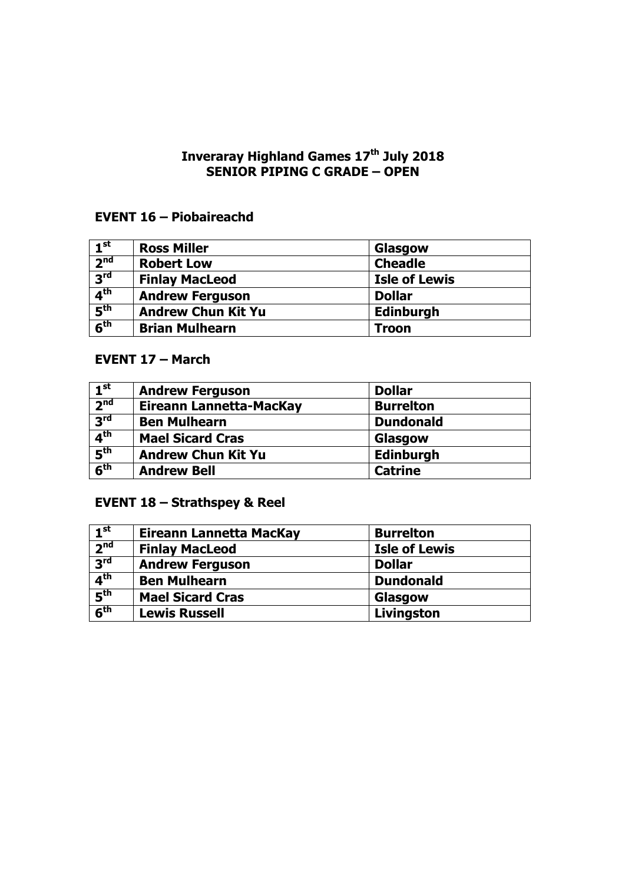# Inveraray Highland Games 17th July 2018
# SENIOR PIPING C GRADE – OPEN

## EVENT 16 – Piobaireachd

| | | |
|---|---|---|
| 1st | Ross Miller | Glasgow |
| 2nd | Robert Low | Cheadle |
| 3rd | Finlay MacLeod | Isle of Lewis |
| 4th | Andrew Ferguson | Dollar |
| 5th | Andrew Chun Kit Yu | Edinburgh |
| 6th | Brian Mulhearn | Troon |

## EVENT 17 – March

| | | |
|---|---|---|
| 1st | Andrew Ferguson | Dollar |
| 2nd | Eireann Lannetta-MacKay | Burrelton |
| 3rd | Ben Mulhearn | Dundonald |
| 4th | Mael Sicard Cras | Glasgow |
| 5th | Andrew Chun Kit Yu | Edinburgh |
| 6th | Andrew Bell | Catrine |

## EVENT 18 – Strathspey & Reel

| | | |
|---|---|---|
| 1st | Eireann Lannetta MacKay | Burrelton |
| 2nd | Finlay MacLeod | Isle of Lewis |
| 3rd | Andrew Ferguson | Dollar |
| 4th | Ben Mulhearn | Dundonald |
| 5th | Mael Sicard Cras | Glasgow |
| 6th | Lewis Russell | Livingston |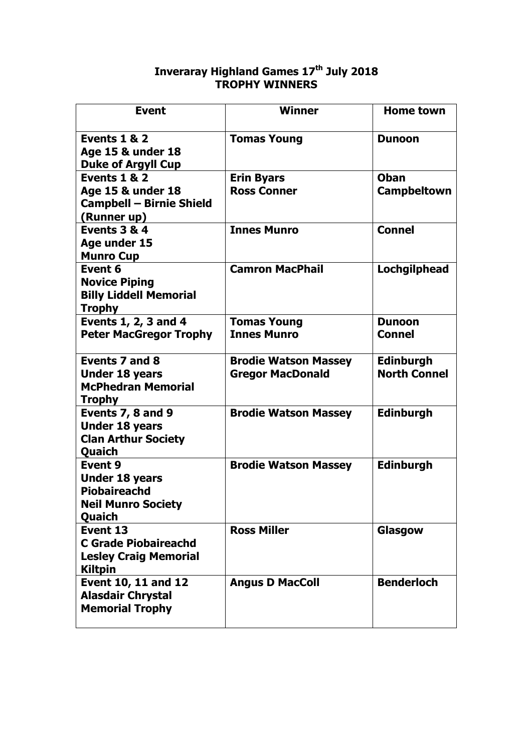# Inveraray Highland Games 17th July 2018
## TROPHY WINNERS

| Event | Winner | Home town |
|---|---|---|
| **Events 1 & 2**<br>**Age 15 & under 18**<br>**Duke of Argyll Cup** | **Tomas Young** | **Dunoon** |
| **Events 1 & 2**<br>**Age 15 & under 18**<br>**Campbell – Birnie Shield (Runner up)** | **Erin Byars**<br>**Ross Conner** | **Oban**<br>**Campbeltown** |
| **Events 3 & 4**<br>**Age under 15**<br>**Munro Cup** | **Innes Munro** | **Connel** |
| **Event 6**<br>**Novice Piping**<br>**Billy Liddell Memorial Trophy** | **Camron MacPhail** | **Lochgilphead** |
| **Events 1, 2, 3 and 4**<br>**Peter MacGregor Trophy** | **Tomas Young**<br>**Innes Munro** | **Dunoon**<br>**Connel** |
| **Events 7 and 8**<br>**Under 18 years**<br>**McPhedran Memorial Trophy** | **Brodie Watson Massey**<br>**Gregor MacDonald** | **Edinburgh**<br>**North Connel** |
| **Events 7, 8 and 9**<br>**Under 18 years**<br>**Clan Arthur Society Quaich** | **Brodie Watson Massey** | **Edinburgh** |
| **Event 9**<br>**Under 18 years**<br>**Piobaireachd**<br>**Neil Munro Society Quaich** | **Brodie Watson Massey** | **Edinburgh** |
| **Event 13**<br>**C Grade Piobaireachd**<br>**Lesley Craig Memorial Kiltpin** | **Ross Miller** | **Glasgow** |
| **Event 10, 11 and 12**<br>**Alasdair Chrystal Memorial Trophy** | **Angus D MacColl** | **Benderloch** |